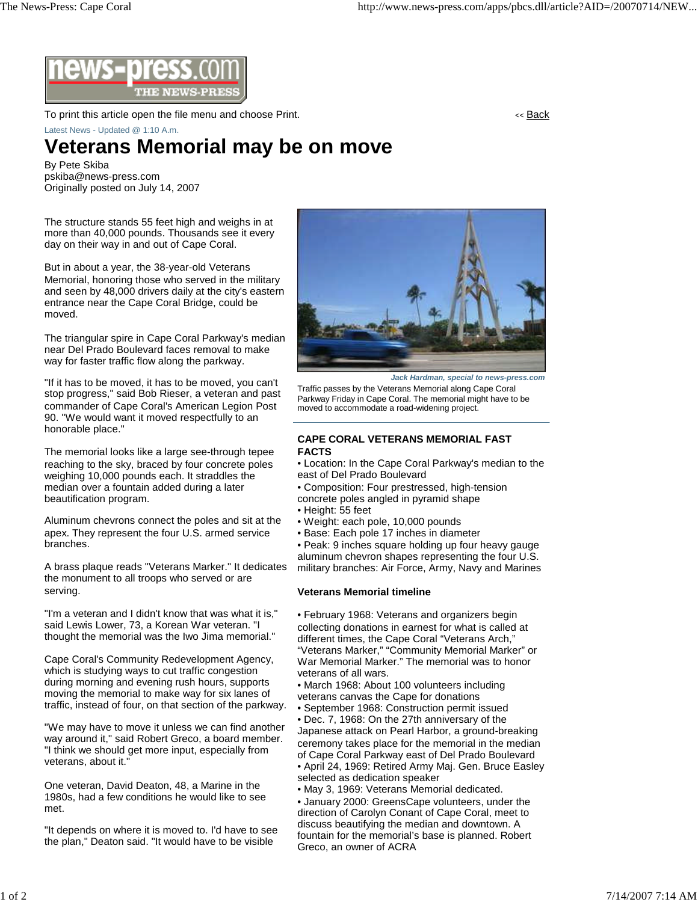news-press.com THE NEWS-PRESS

To print this article open the file menu and choose Print.

<< Back

Latest News - Updated @ 1:10 A.m.

# Veterans Memorial may be on move

By Pete Skiba
pskiba@news-press.com
Originally posted on July 14, 2007

The structure stands 55 feet high and weighs in at more than 40,000 pounds. Thousands see it every day on their way in and out of Cape Coral.

But in about a year, the 38-year-old Veterans Memorial, honoring those who served in the military and seen by 48,000 drivers daily at the city's eastern entrance near the Cape Coral Bridge, could be moved.

The triangular spire in Cape Coral Parkway's median near Del Prado Boulevard faces removal to make way for faster traffic flow along the parkway.

"If it has to be moved, it has to be moved, you can't stop progress," said Bob Rieser, a veteran and past commander of Cape Coral's American Legion Post 90. "We would want it moved respectfully to an honorable place."

The memorial looks like a large see-through tepee reaching to the sky, braced by four concrete poles weighing 10,000 pounds each. It straddles the median over a fountain added during a later beautification program.

Aluminum chevrons connect the poles and sit at the apex. They represent the four U.S. armed service branches.

A brass plaque reads "Veterans Marker." It dedicates the monument to all troops who served or are serving.

"I'm a veteran and I didn't know that was what it is," said Lewis Lower, 73, a Korean War veteran. "I thought the memorial was the Iwo Jima memorial."

Cape Coral's Community Redevelopment Agency, which is studying ways to cut traffic congestion during morning and evening rush hours, supports moving the memorial to make way for six lanes of traffic, instead of four, on that section of the parkway.

"We may have to move it unless we can find another way around it," said Robert Greco, a board member. "I think we should get more input, especially from veterans, about it."

One veteran, David Deaton, 48, a Marine in the 1980s, had a few conditions he would like to see met.

"It depends on where it is moved to. I'd have to see the plan," Deaton said. "It would have to be visible

*Jack Hardman, special to news-press.com*

Traffic passes by the Veterans Memorial along Cape Coral Parkway Friday in Cape Coral. The memorial might have to be moved to accommodate a road-widening project.

**CAPE CORAL VETERANS MEMORIAL FAST FACTS**

- Location: In the Cape Coral Parkway's median to the east of Del Prado Boulevard
- Composition: Four prestressed, high-tension concrete poles angled in pyramid shape
- Height: 55 feet
- Weight: each pole, 10,000 pounds
- Base: Each pole 17 inches in diameter
- Peak: 9 inches square holding up four heavy gauge aluminum chevron shapes representing the four U.S. military branches: Air Force, Army, Navy and Marines

**Veterans Memorial timeline**

- February 1968: Veterans and organizers begin collecting donations in earnest for what is called at different times, the Cape Coral "Veterans Arch," "Veterans Marker," "Community Memorial Marker" or War Memorial Marker." The memorial was to honor veterans of all wars.
- March 1968: About 100 volunteers including veterans canvas the Cape for donations
- September 1968: Construction permit issued
- Dec. 7, 1968: On the 27th anniversary of the Japanese attack on Pearl Harbor, a ground-breaking ceremony takes place for the memorial in the median of Cape Coral Parkway east of Del Prado Boulevard
- April 24, 1969: Retired Army Maj. Gen. Bruce Easley selected as dedication speaker
- May 3, 1969: Veterans Memorial dedicated.
- January 2000: GreensCape volunteers, under the direction of Carolyn Conant of Cape Coral, meet to discuss beautifying the median and downtown. A fountain for the memorial's base is planned. Robert Greco, an owner of ACRA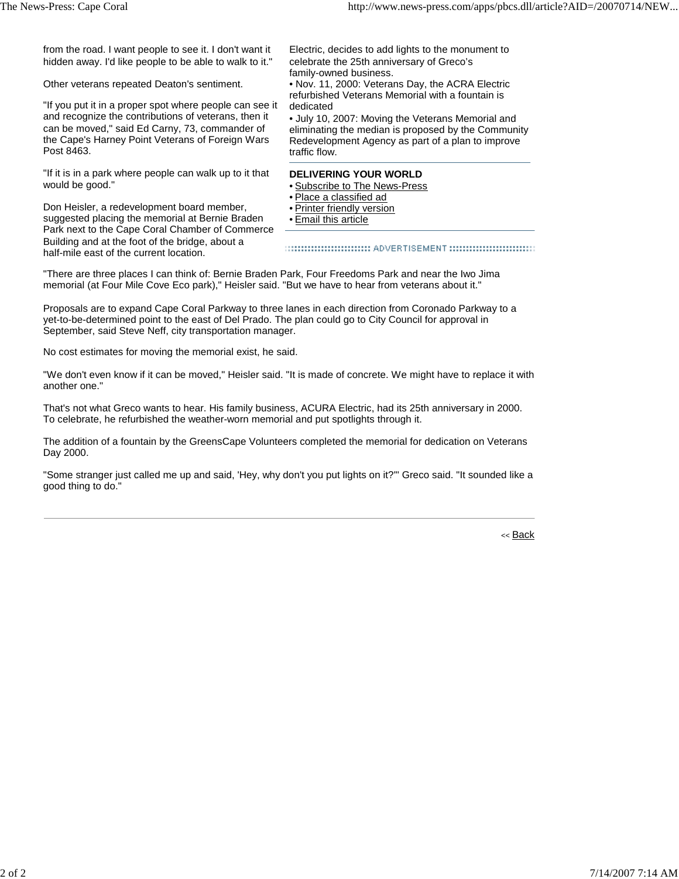from the road. I want people to see it. I don't want it hidden away. I'd like people to be able to walk to it."

Other veterans repeated Deaton's sentiment.

"If you put it in a proper spot where people can see it and recognize the contributions of veterans, then it can be moved," said Ed Carny, 73, commander of the Cape's Harney Point Veterans of Foreign Wars Post 8463.

"If it is in a park where people can walk up to it that would be good."

Don Heisler, a redevelopment board member, suggested placing the memorial at Bernie Braden Park next to the Cape Coral Chamber of Commerce Building and at the foot of the bridge, about a half-mile east of the current location.

Electric, decides to add lights to the monument to celebrate the 25th anniversary of Greco's family-owned business.
• Nov. 11, 2000: Veterans Day, the ACRA Electric refurbished Veterans Memorial with a fountain is dedicated
• July 10, 2007: Moving the Veterans Memorial and eliminating the median is proposed by the Community Redevelopment Agency as part of a plan to improve traffic flow.

**DELIVERING YOUR WORLD**
• Subscribe to The News-Press
• Place a classified ad
• Printer friendly version
• Email this article

ADVERTISEMENT

"There are three places I can think of: Bernie Braden Park, Four Freedoms Park and near the Iwo Jima memorial (at Four Mile Cove Eco park)," Heisler said. "But we have to hear from veterans about it."

Proposals are to expand Cape Coral Parkway to three lanes in each direction from Coronado Parkway to a yet-to-be-determined point to the east of Del Prado. The plan could go to City Council for approval in September, said Steve Neff, city transportation manager.

No cost estimates for moving the memorial exist, he said.

"We don't even know if it can be moved," Heisler said. "It is made of concrete. We might have to replace it with another one."

That's not what Greco wants to hear. His family business, ACURA Electric, had its 25th anniversary in 2000. To celebrate, he refurbished the weather-worn memorial and put spotlights through it.

The addition of a fountain by the GreensCape Volunteers completed the memorial for dedication on Veterans Day 2000.

"Some stranger just called me up and said, 'Hey, why don't you put lights on it?'" Greco said. "It sounded like a good thing to do."

<< Back